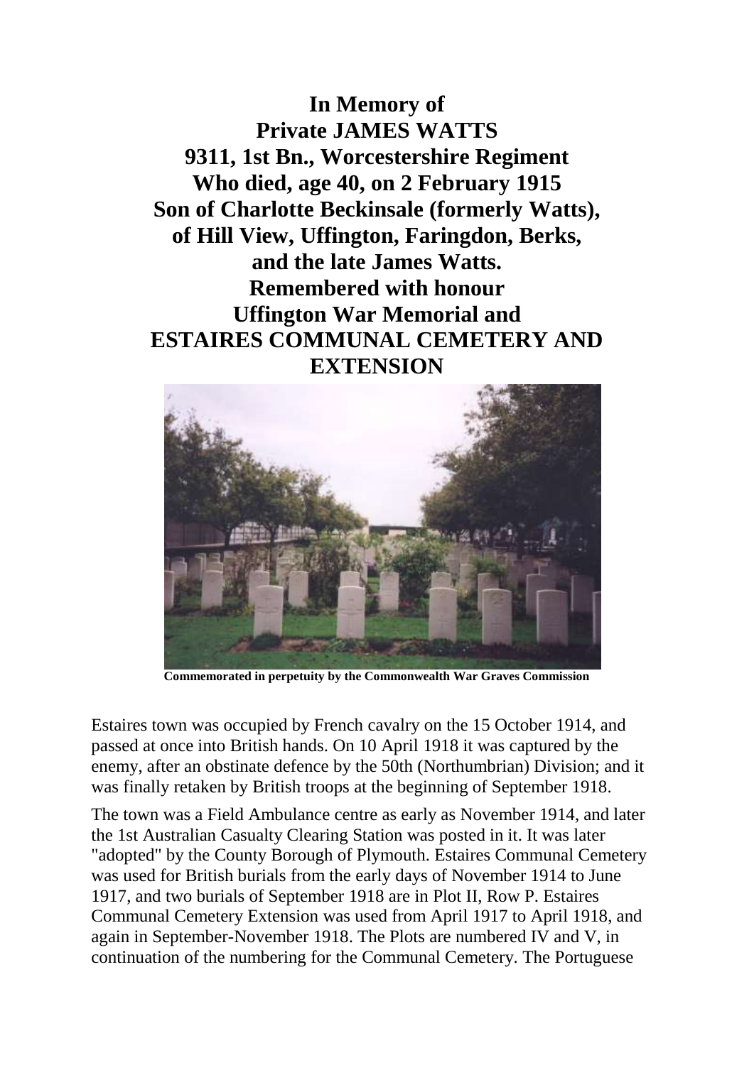**In Memory of**
**Private JAMES WATTS**
**9311, 1st Bn., Worcestershire Regiment**
**Who died, age 40, on 2 February 1915**
**Son of Charlotte Beckinsale (formerly Watts),**
**of Hill View, Uffington, Faringdon, Berks,**
**and the late James Watts.**
**Remembered with honour**
**Uffington War Memorial and**
**ESTAIRES COMMUNAL CEMETERY AND EXTENSION**

**Commemorated in perpetuity by the Commonwealth War Graves Commission**

Estaires town was occupied by French cavalry on the 15 October 1914, and passed at once into British hands. On 10 April 1918 it was captured by the enemy, after an obstinate defence by the 50th (Northumbrian) Division; and it was finally retaken by British troops at the beginning of September 1918.

The town was a Field Ambulance centre as early as November 1914, and later the 1st Australian Casualty Clearing Station was posted in it. It was later "adopted" by the County Borough of Plymouth. Estaires Communal Cemetery was used for British burials from the early days of November 1914 to June 1917, and two burials of September 1918 are in Plot II, Row P. Estaires Communal Cemetery Extension was used from April 1917 to April 1918, and again in September-November 1918. The Plots are numbered IV and V, in continuation of the numbering for the Communal Cemetery. The Portuguese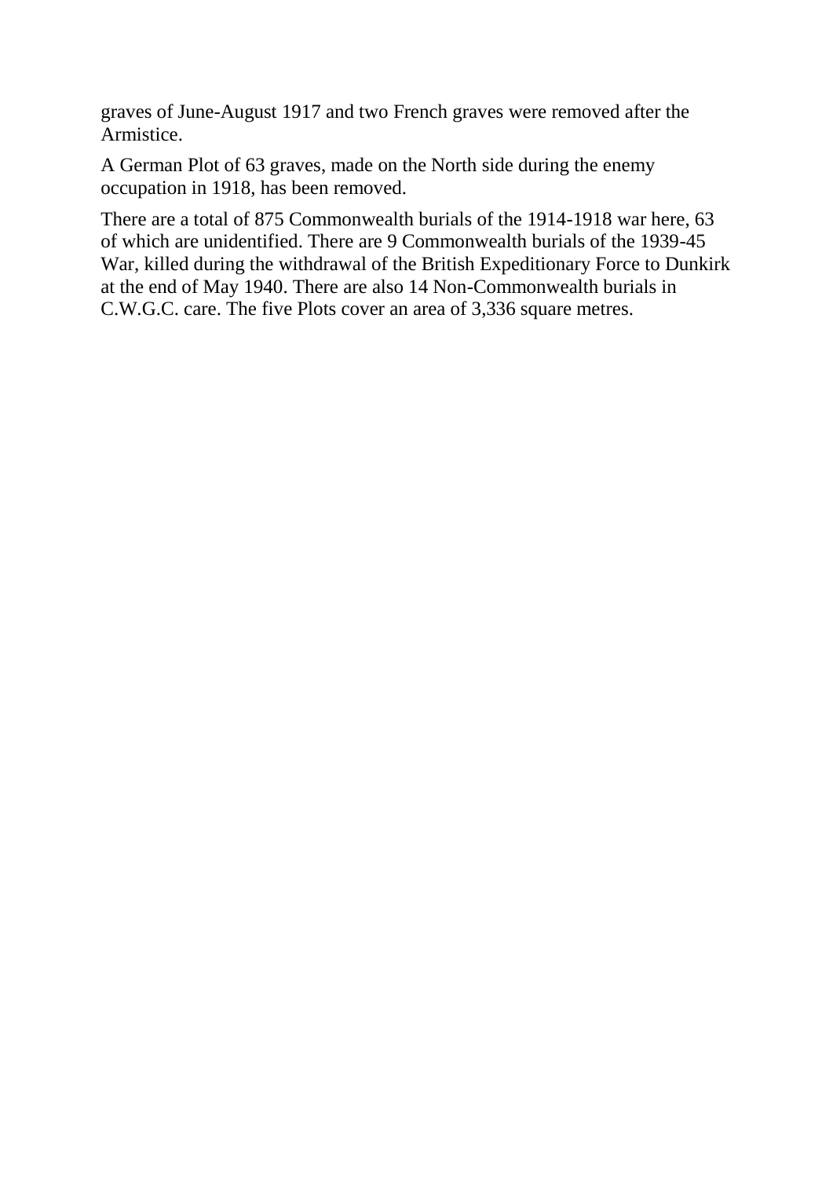graves of June-August 1917 and two French graves were removed after the Armistice.

A German Plot of 63 graves, made on the North side during the enemy occupation in 1918, has been removed.

There are a total of 875 Commonwealth burials of the 1914-1918 war here, 63 of which are unidentified. There are 9 Commonwealth burials of the 1939-45 War, killed during the withdrawal of the British Expeditionary Force to Dunkirk at the end of May 1940. There are also 14 Non-Commonwealth burials in C.W.G.C. care. The five Plots cover an area of 3,336 square metres.